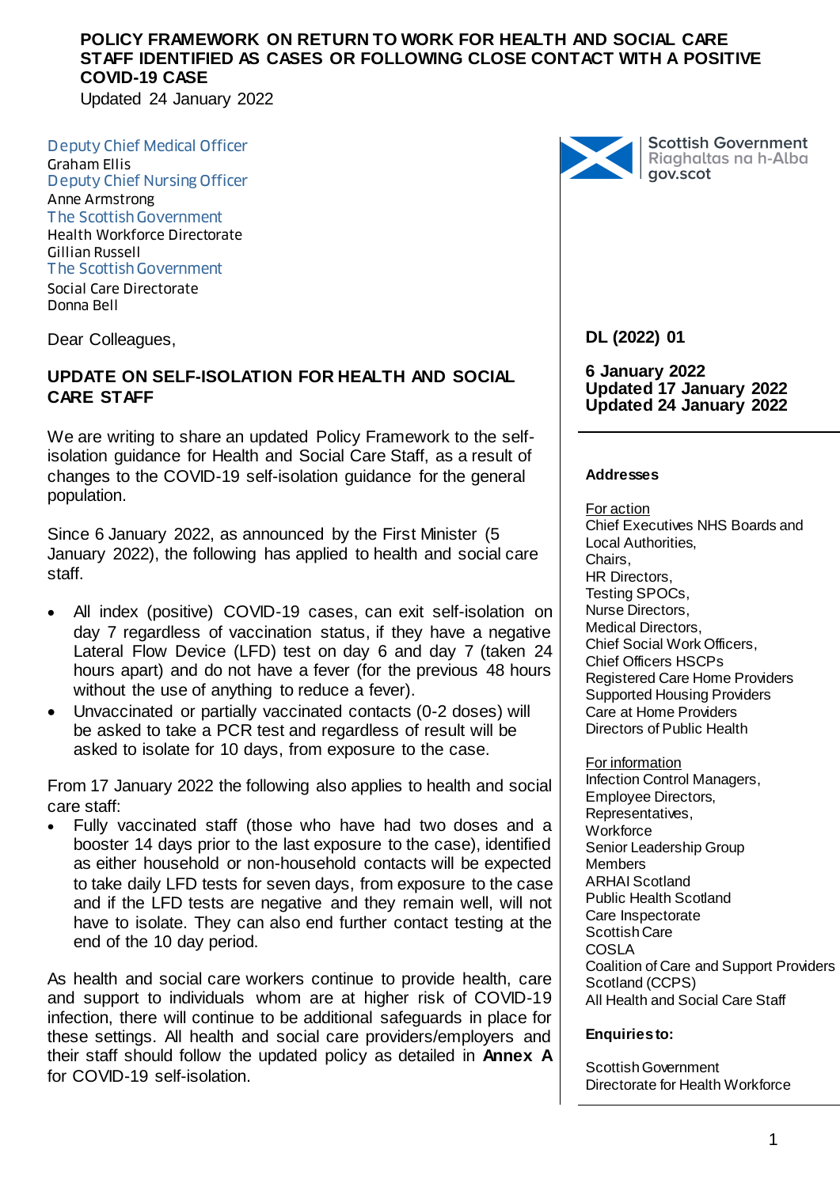**POLICY FRAMEWORK ON RETURN TO WORK FOR HEALTH AND SOCIAL CARE STAFF IDENTIFIED AS CASES OR FOLLOWING CLOSE CONTACT WITH A POSITIVE COVID-19 CASE**

Updated 24 January 2022

Deputy Chief Medical Officer
Graham Ellis
Deputy Chief Nursing Officer
Anne Armstrong
The Scottish Government
Health Workforce Directorate
Gillian Russell
The Scottish Government
Social Care Directorate
Donna Bell

Scottish Government
Riaghaltas na h-Alba
gov.scot

**DL (2022) 01**

**6 January 2022**
**Updated 17 January 2022**
**Updated 24 January 2022**

**Addresses**

For action
Chief Executives NHS Boards and Local Authorities,
Chairs,
HR Directors,
Testing SPOCs,
Nurse Directors,
Medical Directors,
Chief Social Work Officers,
Chief Officers HSCPs
Registered Care Home Providers
Supported Housing Providers
Care at Home Providers
Directors of Public Health

For information
Infection Control Managers,
Employee Directors,
Representatives,
Workforce
Senior Leadership Group Members
ARHAI Scotland
Public Health Scotland
Care Inspectorate
Scottish Care
COSLA
Coalition of Care and Support Providers Scotland (CCPS)
All Health and Social Care Staff

**Enquiries to:**

Scottish Government
Directorate for Health Workforce

Dear Colleagues,

**UPDATE ON SELF-ISOLATION FOR HEALTH AND SOCIAL CARE STAFF**

We are writing to share an updated Policy Framework to the self-isolation guidance for Health and Social Care Staff, as a result of changes to the COVID-19 self-isolation guidance for the general population.

Since 6 January 2022, as announced by the First Minister (5 January 2022), the following has applied to health and social care staff.

- All index (positive) COVID-19 cases, can exit self-isolation on day 7 regardless of vaccination status, if they have a negative Lateral Flow Device (LFD) test on day 6 and day 7 (taken 24 hours apart) and do not have a fever (for the previous 48 hours without the use of anything to reduce a fever).
- Unvaccinated or partially vaccinated contacts (0-2 doses) will be asked to take a PCR test and regardless of result will be asked to isolate for 10 days, from exposure to the case.

From 17 January 2022 the following also applies to health and social care staff:

- Fully vaccinated staff (those who have had two doses and a booster 14 days prior to the last exposure to the case), identified as either household or non-household contacts will be expected to take daily LFD tests for seven days, from exposure to the case and if the LFD tests are negative and they remain well, will not have to isolate. They can also end further contact testing at the end of the 10 day period.

As health and social care workers continue to provide health, care and support to individuals whom are at higher risk of COVID-19 infection, there will continue to be additional safeguards in place for these settings. All health and social care providers/employers and their staff should follow the updated policy as detailed in **Annex A** for COVID-19 self-isolation.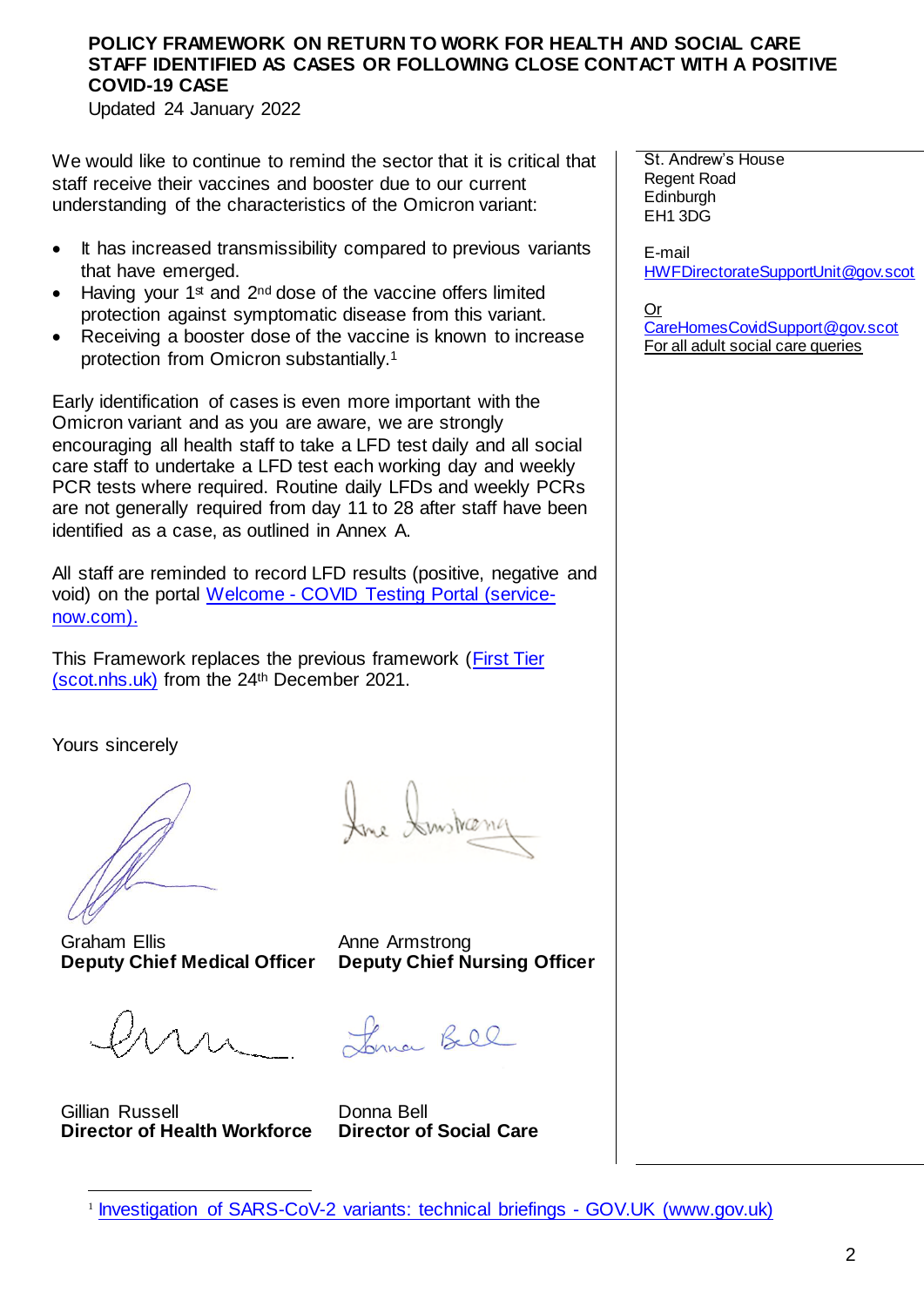**POLICY FRAMEWORK ON RETURN TO WORK FOR HEALTH AND SOCIAL CARE STAFF IDENTIFIED AS CASES OR FOLLOWING CLOSE CONTACT WITH A POSITIVE COVID-19 CASE**

Updated 24 January 2022

We would like to continue to remind the sector that it is critical that staff receive their vaccines and booster due to our current understanding of the characteristics of the Omicron variant:

- It has increased transmissibility compared to previous variants that have emerged.
- Having your 1st and 2nd dose of the vaccine offers limited protection against symptomatic disease from this variant.
- Receiving a booster dose of the vaccine is known to increase protection from Omicron substantially.[1]

Early identification of cases is even more important with the Omicron variant and as you are aware, we are strongly encouraging all health staff to take a LFD test daily and all social care staff to undertake a LFD test each working day and weekly PCR tests where required. Routine daily LFDs and weekly PCRs are not generally required from day 11 to 28 after staff have been identified as a case, as outlined in Annex A.

All staff are reminded to record LFD results (positive, negative and void) on the portal Welcome - COVID Testing Portal (service-now.com).

This Framework replaces the previous framework (First Tier (scot.nhs.uk)) from the 24th December 2021.

Yours sincerely

Graham Ellis
**Deputy Chief Medical Officer**

Anne Armstrong
**Deputy Chief Nursing Officer**

Gillian Russell
**Director of Health Workforce**

Donna Bell
**Director of Social Care**

St. Andrew's House
Regent Road
Edinburgh
EH1 3DG

E-mail
HWFDirectorateSupportUnit@gov.scot

Or
CareHomesCovidSupport@gov.scot
For all adult social care queries

[1] Investigation of SARS-CoV-2 variants: technical briefings - GOV.UK (www.gov.uk)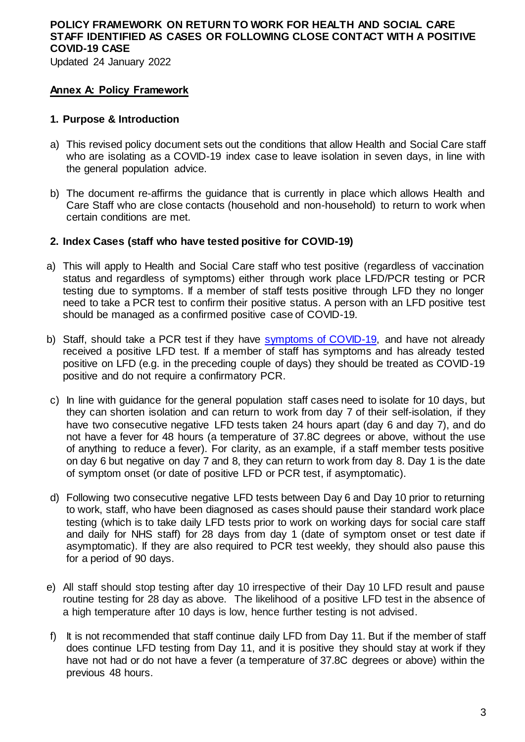**POLICY FRAMEWORK ON RETURN TO WORK FOR HEALTH AND SOCIAL CARE STAFF IDENTIFIED AS CASES OR FOLLOWING CLOSE CONTACT WITH A POSITIVE COVID-19 CASE**

Updated 24 January 2022

## Annex A: Policy Framework

### 1. Purpose & Introduction

a) This revised policy document sets out the conditions that allow Health and Social Care staff who are isolating as a COVID-19 index case to leave isolation in seven days, in line with the general population advice.

b) The document re-affirms the guidance that is currently in place which allows Health and Care Staff who are close contacts (household and non-household) to return to work when certain conditions are met.

### 2. Index Cases (staff who have tested positive for COVID-19)

a) This will apply to Health and Social Care staff who test positive (regardless of vaccination status and regardless of symptoms) either through work place LFD/PCR testing or PCR testing due to symptoms. If a member of staff tests positive through LFD they no longer need to take a PCR test to confirm their positive status. A person with an LFD positive test should be managed as a confirmed positive case of COVID-19.

b) Staff, should take a PCR test if they have [symptoms of COVID-19](), and have not already received a positive LFD test. If a member of staff has symptoms and has already tested positive on LFD (e.g. in the preceding couple of days) they should be treated as COVID-19 positive and do not require a confirmatory PCR.

c) In line with guidance for the general population staff cases need to isolate for 10 days, but they can shorten isolation and can return to work from day 7 of their self-isolation, if they have two consecutive negative LFD tests taken 24 hours apart (day 6 and day 7), and do not have a fever for 48 hours (a temperature of 37.8C degrees or above, without the use of anything to reduce a fever). For clarity, as an example, if a staff member tests positive on day 6 but negative on day 7 and 8, they can return to work from day 8. Day 1 is the date of symptom onset (or date of positive LFD or PCR test, if asymptomatic).

d) Following two consecutive negative LFD tests between Day 6 and Day 10 prior to returning to work, staff, who have been diagnosed as cases should pause their standard work place testing (which is to take daily LFD tests prior to work on working days for social care staff and daily for NHS staff) for 28 days from day 1 (date of symptom onset or test date if asymptomatic). If they are also required to PCR test weekly, they should also pause this for a period of 90 days.

e) All staff should stop testing after day 10 irrespective of their Day 10 LFD result and pause routine testing for 28 day as above. The likelihood of a positive LFD test in the absence of a high temperature after 10 days is low, hence further testing is not advised.

f) It is not recommended that staff continue daily LFD from Day 11. But if the member of staff does continue LFD testing from Day 11, and it is positive they should stay at work if they have not had or do not have a fever (a temperature of 37.8C degrees or above) within the previous 48 hours.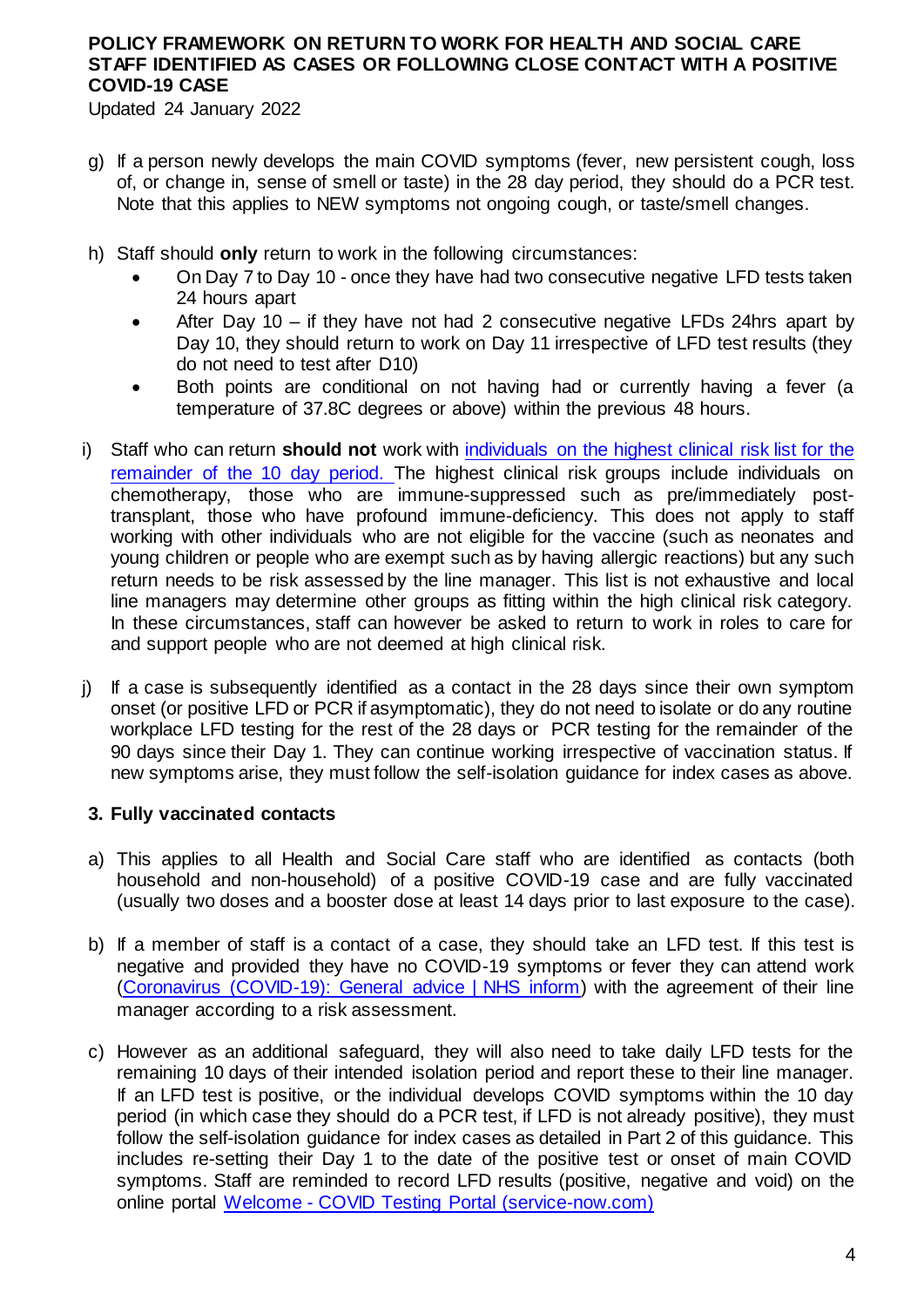g) If a person newly develops the main COVID symptoms (fever, new persistent cough, loss of, or change in, sense of smell or taste) in the 28 day period, they should do a PCR test. Note that this applies to NEW symptoms not ongoing cough, or taste/smell changes.

h) Staff should **only** return to work in the following circumstances:
   - On Day 7 to Day 10 - once they have had two consecutive negative LFD tests taken 24 hours apart
   - After Day 10 – if they have not had 2 consecutive negative LFDs 24hrs apart by Day 10, they should return to work on Day 11 irrespective of LFD test results (they do not need to test after D10)
   - Both points are conditional on not having had or currently having a fever (a temperature of 37.8C degrees or above) within the previous 48 hours.

i) Staff who can return **should not** work with [individuals on the highest clinical risk list for the remainder of the 10 day period.](#) The highest clinical risk groups include individuals on chemotherapy, those who are immune-suppressed such as pre/immediately post-transplant, those who have profound immune-deficiency. This does not apply to staff working with other individuals who are not eligible for the vaccine (such as neonates and young children or people who are exempt such as by having allergic reactions) but any such return needs to be risk assessed by the line manager. This list is not exhaustive and local line managers may determine other groups as fitting within the high clinical risk category. In these circumstances, staff can however be asked to return to work in roles to care for and support people who are not deemed at high clinical risk.

j) If a case is subsequently identified as a contact in the 28 days since their own symptom onset (or positive LFD or PCR if asymptomatic), they do not need to isolate or do any routine workplace LFD testing for the rest of the 28 days or PCR testing for the remainder of the 90 days since their Day 1. They can continue working irrespective of vaccination status. If new symptoms arise, they must follow the self-isolation guidance for index cases as above.

### 3. Fully vaccinated contacts

a) This applies to all Health and Social Care staff who are identified as contacts (both household and non-household) of a positive COVID-19 case and are fully vaccinated (usually two doses and a booster dose at least 14 days prior to last exposure to the case).

b) If a member of staff is a contact of a case, they should take an LFD test. If this test is negative and provided they have no COVID-19 symptoms or fever they can attend work ([Coronavirus (COVID-19): General advice | NHS inform](#)) with the agreement of their line manager according to a risk assessment.

c) However as an additional safeguard, they will also need to take daily LFD tests for the remaining 10 days of their intended isolation period and report these to their line manager. If an LFD test is positive, or the individual develops COVID symptoms within the 10 day period (in which case they should do a PCR test, if LFD is not already positive), they must follow the self-isolation guidance for index cases as detailed in Part 2 of this guidance. This includes re-setting their Day 1 to the date of the positive test or onset of main COVID symptoms. Staff are reminded to record LFD results (positive, negative and void) on the online portal [Welcome - COVID Testing Portal (service-now.com)](#)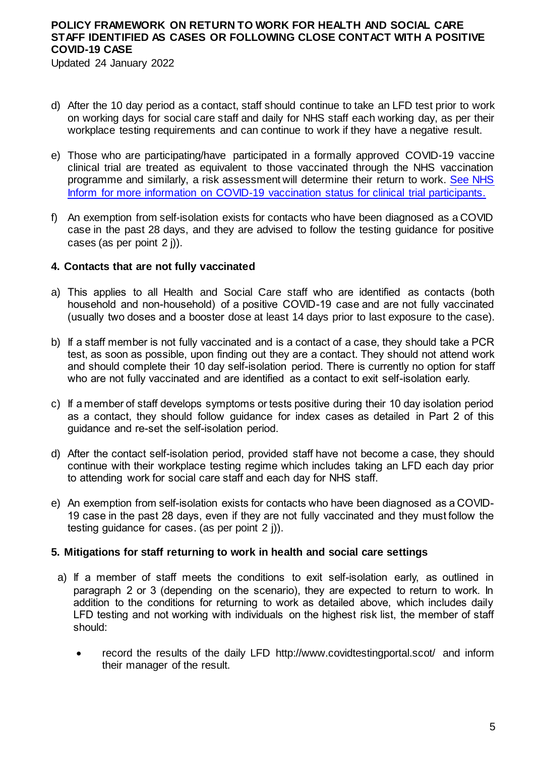d) After the 10 day period as a contact, staff should continue to take an LFD test prior to work on working days for social care staff and daily for NHS staff each working day, as per their workplace testing requirements and can continue to work if they have a negative result.

e) Those who are participating/have participated in a formally approved COVID-19 vaccine clinical trial are treated as equivalent to those vaccinated through the NHS vaccination programme and similarly, a risk assessment will determine their return to work. [See NHS Inform for more information on COVID-19 vaccination status for clinical trial participants.]

f) An exemption from self-isolation exists for contacts who have been diagnosed as a COVID case in the past 28 days, and they are advised to follow the testing guidance for positive cases (as per point 2 j)).

**4. Contacts that are not fully vaccinated**

a) This applies to all Health and Social Care staff who are identified as contacts (both household and non-household) of a positive COVID-19 case and are not fully vaccinated (usually two doses and a booster dose at least 14 days prior to last exposure to the case).

b) If a staff member is not fully vaccinated and is a contact of a case, they should take a PCR test, as soon as possible, upon finding out they are a contact. They should not attend work and should complete their 10 day self-isolation period. There is currently no option for staff who are not fully vaccinated and are identified as a contact to exit self-isolation early.

c) If a member of staff develops symptoms or tests positive during their 10 day isolation period as a contact, they should follow guidance for index cases as detailed in Part 2 of this guidance and re-set the self-isolation period.

d) After the contact self-isolation period, provided staff have not become a case, they should continue with their workplace testing regime which includes taking an LFD each day prior to attending work for social care staff and each day for NHS staff.

e) An exemption from self-isolation exists for contacts who have been diagnosed as a COVID-19 case in the past 28 days, even if they are not fully vaccinated and they must follow the testing guidance for cases. (as per point 2 j)).

**5. Mitigations for staff returning to work in health and social care settings**

a) If a member of staff meets the conditions to exit self-isolation early, as outlined in paragraph 2 or 3 (depending on the scenario), they are expected to return to work. In addition to the conditions for returning to work as detailed above, which includes daily LFD testing and not working with individuals on the highest risk list, the member of staff should:

- record the results of the daily LFD http://www.covidtestingportal.scot/ and inform their manager of the result.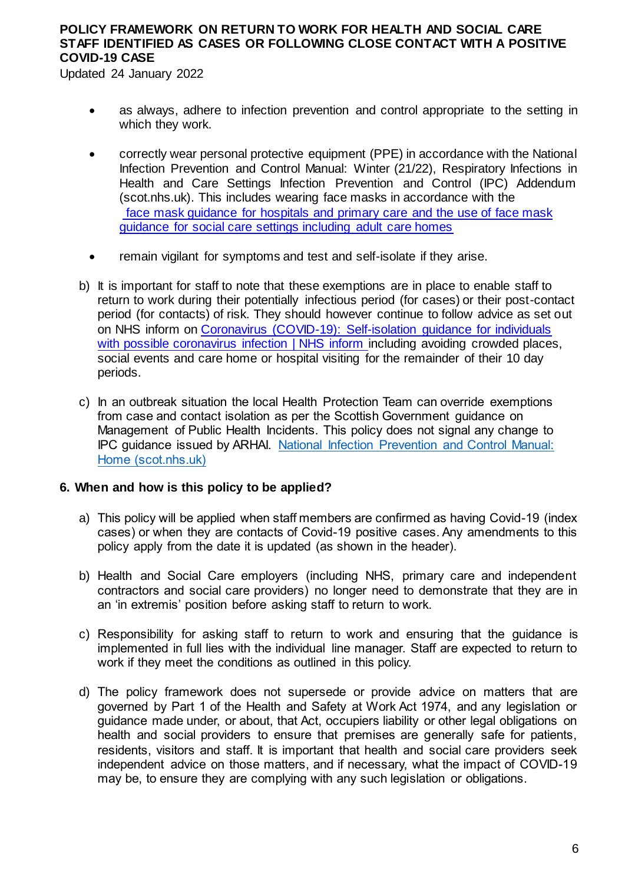- as always, adhere to infection prevention and control appropriate to the setting in which they work.
- correctly wear personal protective equipment (PPE) in accordance with the National Infection Prevention and Control Manual: Winter (21/22), Respiratory Infections in Health and Care Settings Infection Prevention and Control (IPC) Addendum (scot.nhs.uk). This includes wearing face masks in accordance with the face mask guidance for hospitals and primary care and the use of face mask guidance for social care settings including adult care homes
- remain vigilant for symptoms and test and self-isolate if they arise.

b) It is important for staff to note that these exemptions are in place to enable staff to return to work during their potentially infectious period (for cases) or their post-contact period (for contacts) of risk. They should however continue to follow advice as set out on NHS inform on Coronavirus (COVID-19): Self-isolation guidance for individuals with possible coronavirus infection | NHS inform including avoiding crowded places, social events and care home or hospital visiting for the remainder of their 10 day periods.

c) In an outbreak situation the local Health Protection Team can override exemptions from case and contact isolation as per the Scottish Government guidance on Management of Public Health Incidents. This policy does not signal any change to IPC guidance issued by ARHAI. National Infection Prevention and Control Manual: Home (scot.nhs.uk)

## 6. When and how is this policy to be applied?

a) This policy will be applied when staff members are confirmed as having Covid-19 (index cases) or when they are contacts of Covid-19 positive cases. Any amendments to this policy apply from the date it is updated (as shown in the header).

b) Health and Social Care employers (including NHS, primary care and independent contractors and social care providers) no longer need to demonstrate that they are in an 'in extremis' position before asking staff to return to work.

c) Responsibility for asking staff to return to work and ensuring that the guidance is implemented in full lies with the individual line manager. Staff are expected to return to work if they meet the conditions as outlined in this policy.

d) The policy framework does not supersede or provide advice on matters that are governed by Part 1 of the Health and Safety at Work Act 1974, and any legislation or guidance made under, or about, that Act, occupiers liability or other legal obligations on health and social providers to ensure that premises are generally safe for patients, residents, visitors and staff. It is important that health and social care providers seek independent advice on those matters, and if necessary, what the impact of COVID-19 may be, to ensure they are complying with any such legislation or obligations.